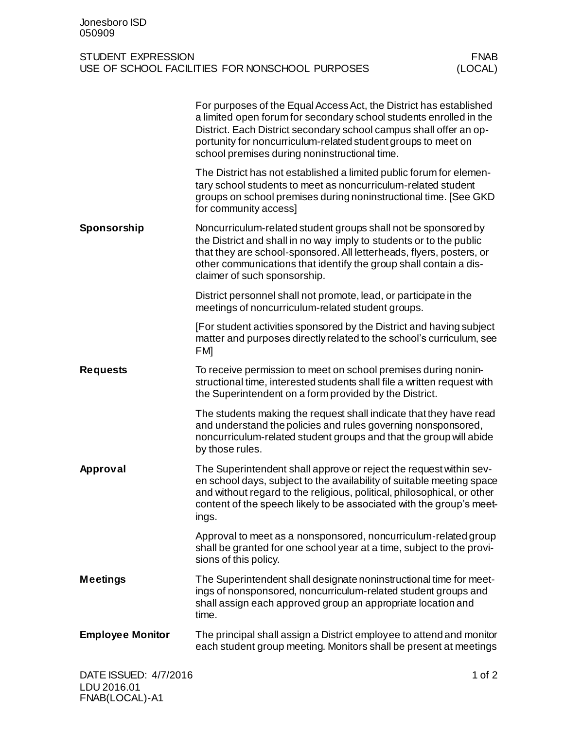Jonesboro ISD
050909

STUDENT EXPRESSION
USE OF SCHOOL FACILITIES FOR NONSCHOOL PURPOSES

FNAB
(LOCAL)

For purposes of the Equal Access Act, the District has established a limited open forum for secondary school students enrolled in the District. Each District secondary school campus shall offer an opportunity for noncurriculum-related student groups to meet on school premises during noninstructional time.

The District has not established a limited public forum for elementary school students to meet as noncurriculum-related student groups on school premises during noninstructional time. [See GKD for community access]

## Sponsorship

Noncurriculum-related student groups shall not be sponsored by the District and shall in no way imply to students or to the public that they are school-sponsored. All letterheads, flyers, posters, or other communications that identify the group shall contain a disclaimer of such sponsorship.

District personnel shall not promote, lead, or participate in the meetings of noncurriculum-related student groups.

[For student activities sponsored by the District and having subject matter and purposes directly related to the school's curriculum, see FM]

## Requests

To receive permission to meet on school premises during noninstructional time, interested students shall file a written request with the Superintendent on a form provided by the District.

The students making the request shall indicate that they have read and understand the policies and rules governing nonsponsored, noncurriculum-related student groups and that the group will abide by those rules.

## Approval

The Superintendent shall approve or reject the request within seven school days, subject to the availability of suitable meeting space and without regard to the religious, political, philosophical, or other content of the speech likely to be associated with the group's meetings.

Approval to meet as a nonsponsored, noncurriculum-related group shall be granted for one school year at a time, subject to the provisions of this policy.

## Meetings

The Superintendent shall designate noninstructional time for meetings of nonsponsored, noncurriculum-related student groups and shall assign each approved group an appropriate location and time.

## Employee Monitor

The principal shall assign a District employee to attend and monitor each student group meeting. Monitors shall be present at meetings

DATE ISSUED: 4/7/2016
LDU 2016.01
FNAB(LOCAL)-A1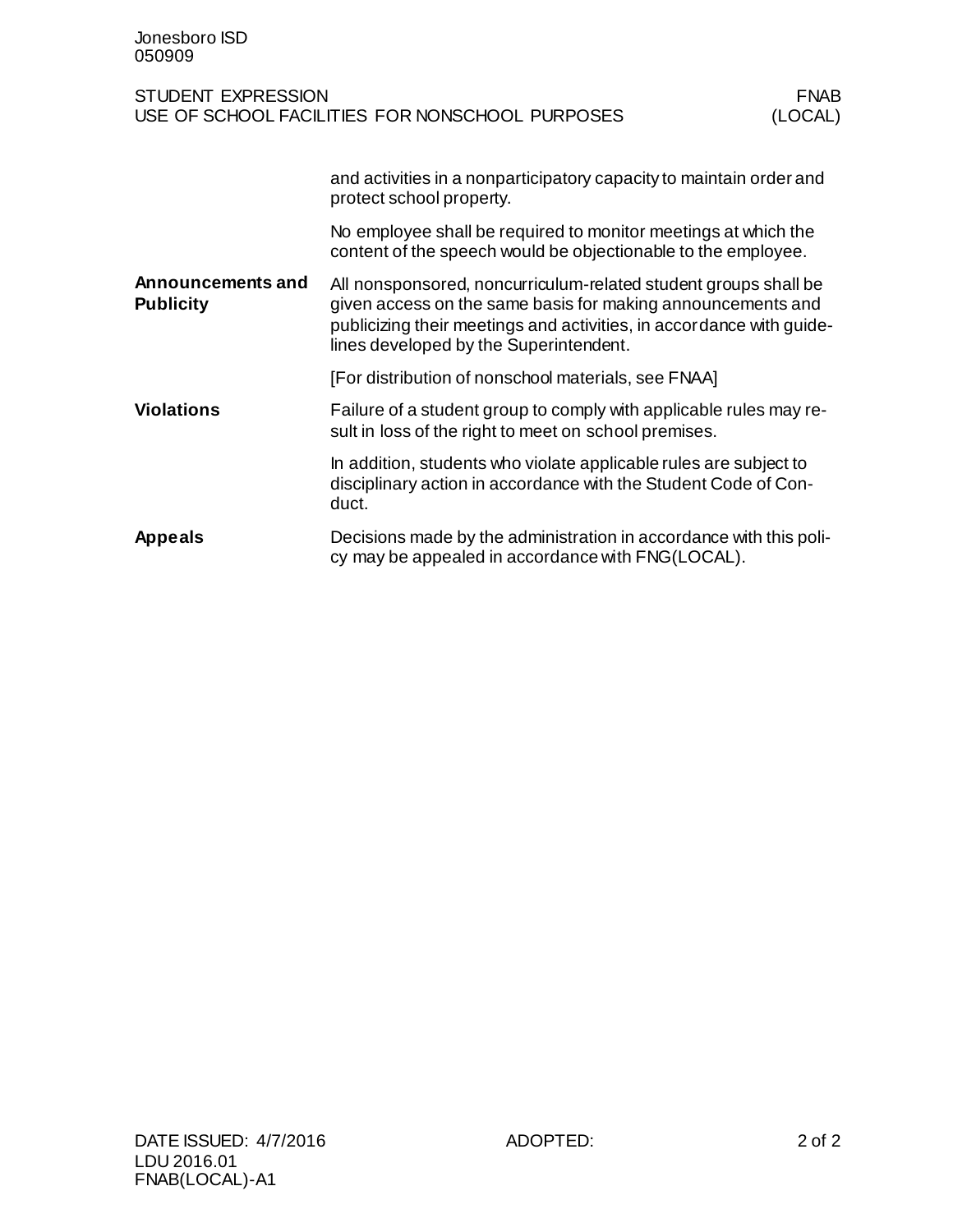and activities in a nonparticipatory capacity to maintain order and protect school property.

No employee shall be required to monitor meetings at which the content of the speech would be objectionable to the employee.

**Announcements and Publicity**

All nonsponsored, noncurriculum-related student groups shall be given access on the same basis for making announcements and publicizing their meetings and activities, in accordance with guidelines developed by the Superintendent.

[For distribution of nonschool materials, see FNAA]

**Violations**

Failure of a student group to comply with applicable rules may result in loss of the right to meet on school premises.

In addition, students who violate applicable rules are subject to disciplinary action in accordance with the Student Code of Conduct.

**Appeals**

Decisions made by the administration in accordance with this policy may be appealed in accordance with FNG(LOCAL).